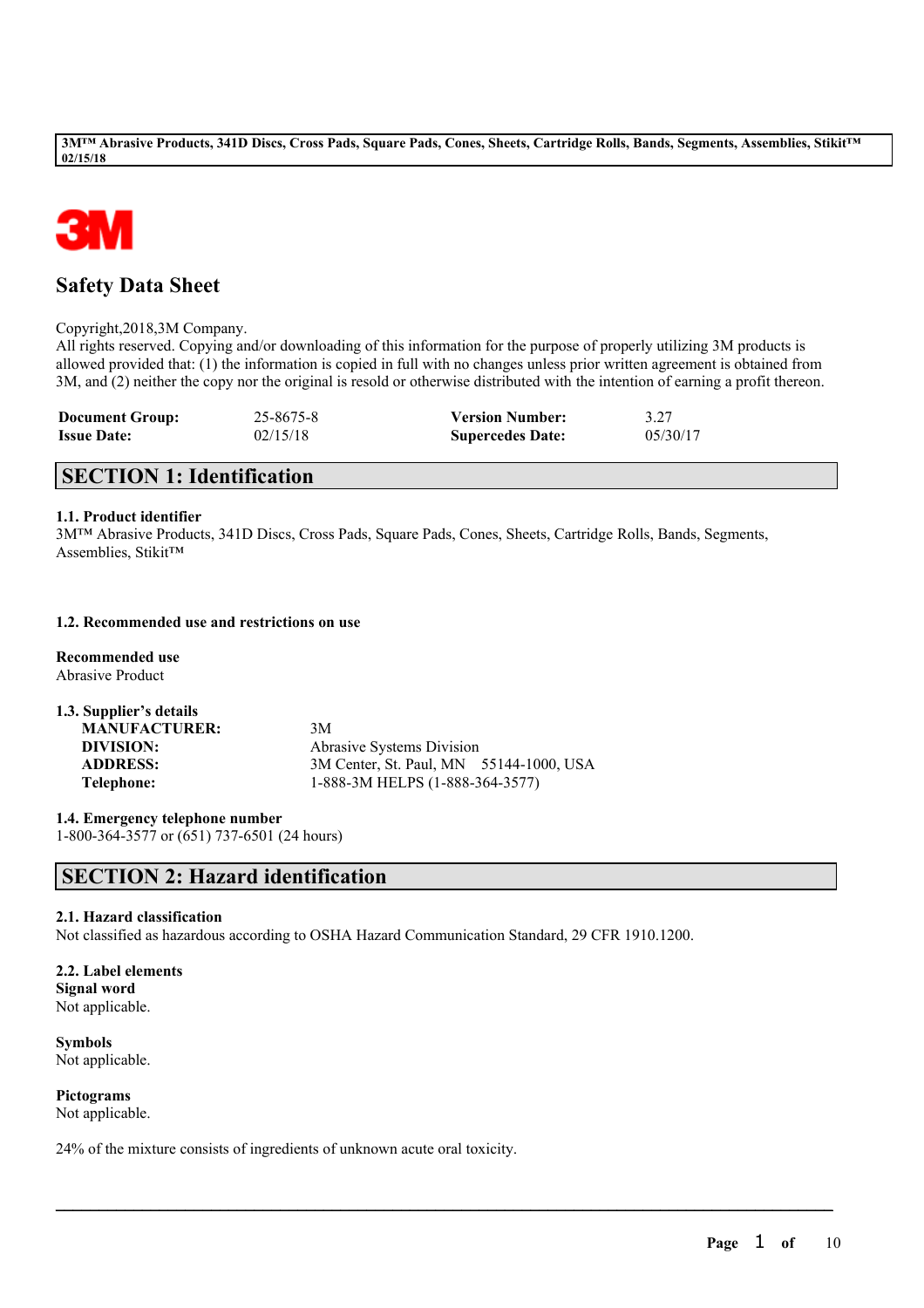# Safety Data Sheet

Copyright,2018,3M Company.
All rights reserved. Copying and/or downloading of this information for the purpose of properly utilizing 3M products is allowed provided that: (1) the information is copied in full with no changes unless prior written agreement is obtained from 3M, and (2) neither the copy nor the original is resold or otherwise distributed with the intention of earning a profit thereon.

| | | | |
|---|---|---|---|
| **Document Group:** | 25-8675-8 | **Version Number:** | 3.27 |
| **Issue Date:** | 02/15/18 | **Supercedes Date:** | 05/30/17 |

## SECTION 1: Identification

### 1.1. Product identifier

3M™ Abrasive Products, 341D Discs, Cross Pads, Square Pads, Cones, Sheets, Cartridge Rolls, Bands, Segments, Assemblies, Stikit™

### 1.2. Recommended use and restrictions on use

**Recommended use**
Abrasive Product

### 1.3. Supplier's details

| | |
|---|---|
| **MANUFACTURER:** | 3M |
| **DIVISION:** | Abrasive Systems Division |
| **ADDRESS:** | 3M Center, St. Paul, MN 55144-1000, USA |
| **Telephone:** | 1-888-3M HELPS (1-888-364-3577) |

### 1.4. Emergency telephone number

1-800-364-3577 or (651) 737-6501 (24 hours)

## SECTION 2: Hazard identification

### 2.1. Hazard classification

Not classified as hazardous according to OSHA Hazard Communication Standard, 29 CFR 1910.1200.

### 2.2. Label elements

**Signal word**
Not applicable.

**Symbols**
Not applicable.

**Pictograms**
Not applicable.

24% of the mixture consists of ingredients of unknown acute oral toxicity.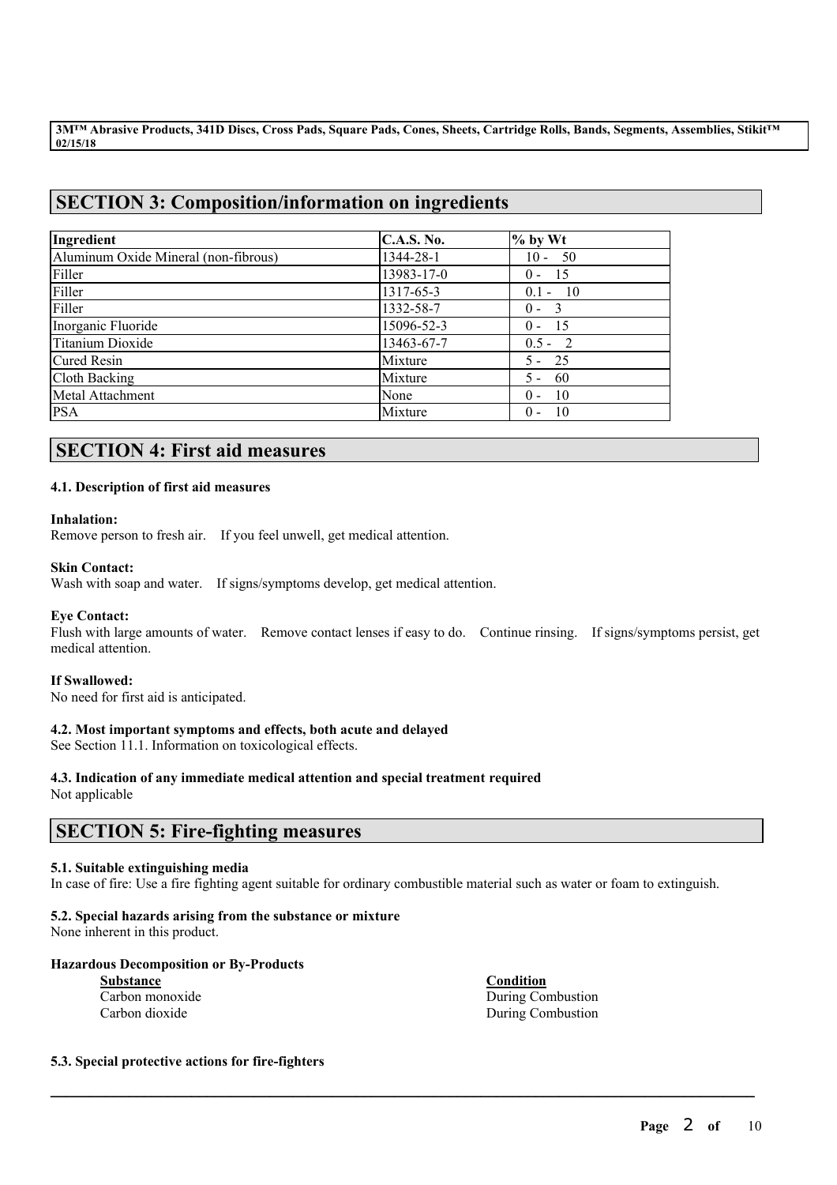## SECTION 3: Composition/information on ingredients

| Ingredient | C.A.S. No. | % by Wt |
|---|---|---|
| Aluminum Oxide Mineral (non-fibrous) | 1344-28-1 | 10 - 50 |
| Filler | 13983-17-0 | 0 - 15 |
| Filler | 1317-65-3 | 0.1 - 10 |
| Filler | 1332-58-7 | 0 - 3 |
| Inorganic Fluoride | 15096-52-3 | 0 - 15 |
| Titanium Dioxide | 13463-67-7 | 0.5 - 2 |
| Cured Resin | Mixture | 5 - 25 |
| Cloth Backing | Mixture | 5 - 60 |
| Metal Attachment | None | 0 - 10 |
| PSA | Mixture | 0 - 10 |

## SECTION 4: First aid measures

### 4.1. Description of first aid measures

**Inhalation:**
Remove person to fresh air. If you feel unwell, get medical attention.

**Skin Contact:**
Wash with soap and water. If signs/symptoms develop, get medical attention.

**Eye Contact:**
Flush with large amounts of water. Remove contact lenses if easy to do. Continue rinsing. If signs/symptoms persist, get medical attention.

**If Swallowed:**
No need for first aid is anticipated.

### 4.2. Most important symptoms and effects, both acute and delayed

See Section 11.1. Information on toxicological effects.

### 4.3. Indication of any immediate medical attention and special treatment required

Not applicable

## SECTION 5: Fire-fighting measures

### 5.1. Suitable extinguishing media

In case of fire: Use a fire fighting agent suitable for ordinary combustible material such as water or foam to extinguish.

### 5.2. Special hazards arising from the substance or mixture

None inherent in this product.

**Hazardous Decomposition or By-Products**

| Substance | Condition |
|---|---|
| Carbon monoxide | During Combustion |
| Carbon dioxide | During Combustion |

### 5.3. Special protective actions for fire-fighters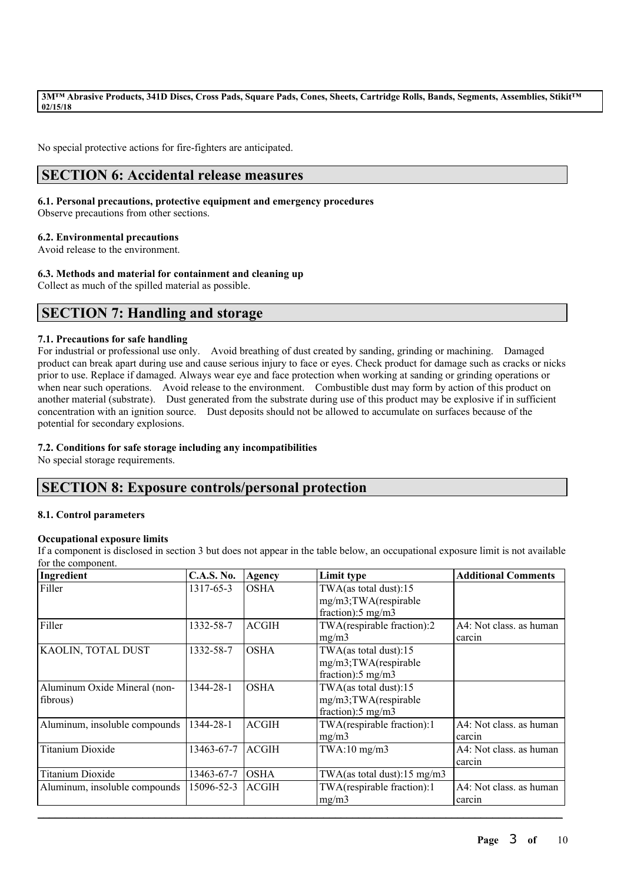No special protective actions for fire-fighters are anticipated.

## SECTION 6: Accidental release measures

### 6.1. Personal precautions, protective equipment and emergency procedures

Observe precautions from other sections.

### 6.2. Environmental precautions

Avoid release to the environment.

### 6.3. Methods and material for containment and cleaning up

Collect as much of the spilled material as possible.

## SECTION 7: Handling and storage

### 7.1. Precautions for safe handling

For industrial or professional use only. Avoid breathing of dust created by sanding, grinding or machining. Damaged product can break apart during use and cause serious injury to face or eyes. Check product for damage such as cracks or nicks prior to use. Replace if damaged. Always wear eye and face protection when working at sanding or grinding operations or when near such operations. Avoid release to the environment. Combustible dust may form by action of this product on another material (substrate). Dust generated from the substrate during use of this product may be explosive if in sufficient concentration with an ignition source. Dust deposits should not be allowed to accumulate on surfaces because of the potential for secondary explosions.

### 7.2. Conditions for safe storage including any incompatibilities

No special storage requirements.

## SECTION 8: Exposure controls/personal protection

### 8.1. Control parameters

**Occupational exposure limits**

If a component is disclosed in section 3 but does not appear in the table below, an occupational exposure limit is not available for the component.

| Ingredient | C.A.S. No. | Agency | Limit type | Additional Comments |
|---|---|---|---|---|
| Filler | 1317-65-3 | OSHA | TWA(as total dust):15 mg/m3;TWA(respirable fraction):5 mg/m3 | |
| Filler | 1332-58-7 | ACGIH | TWA(respirable fraction):2 mg/m3 | A4: Not class. as human carcin |
| KAOLIN, TOTAL DUST | 1332-58-7 | OSHA | TWA(as total dust):15 mg/m3;TWA(respirable fraction):5 mg/m3 | |
| Aluminum Oxide Mineral (non-fibrous) | 1344-28-1 | OSHA | TWA(as total dust):15 mg/m3;TWA(respirable fraction):5 mg/m3 | |
| Aluminum, insoluble compounds | 1344-28-1 | ACGIH | TWA(respirable fraction):1 mg/m3 | A4: Not class. as human carcin |
| Titanium Dioxide | 13463-67-7 | ACGIH | TWA:10 mg/m3 | A4: Not class. as human carcin |
| Titanium Dioxide | 13463-67-7 | OSHA | TWA(as total dust):15 mg/m3 | |
| Aluminum, insoluble compounds | 15096-52-3 | ACGIH | TWA(respirable fraction):1 mg/m3 | A4: Not class. as human carcin |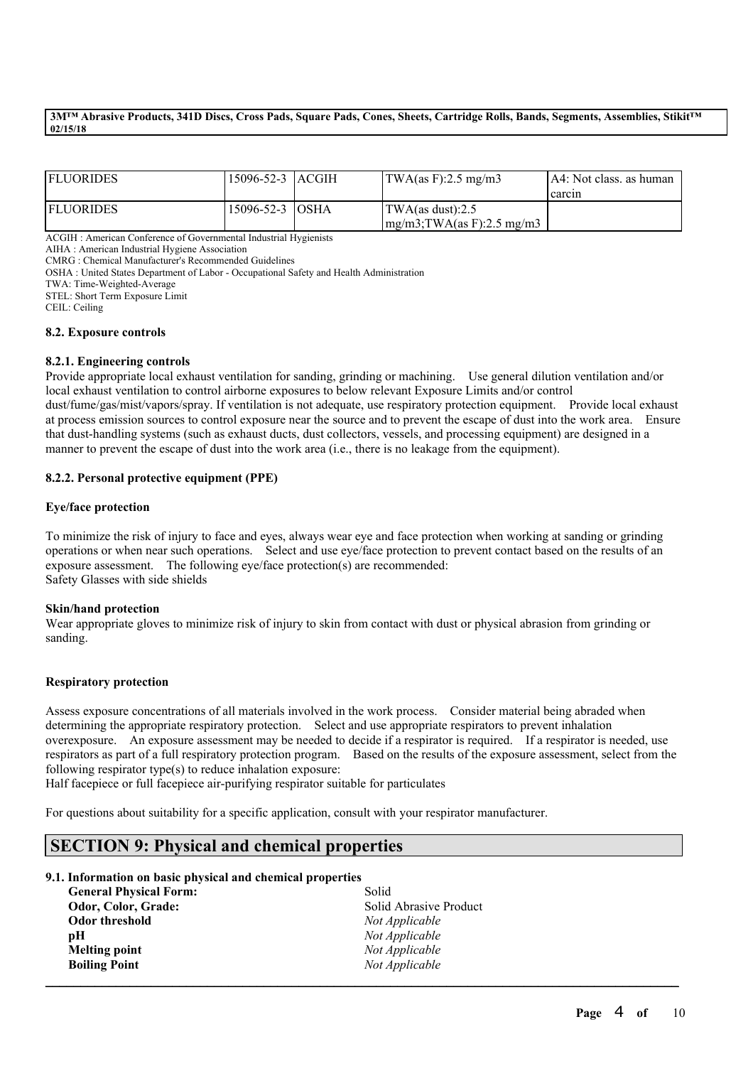| FLUORIDES | 15096-52-3 | ACGIH | TWA(as F):2.5 mg/m3 | A4: Not class. as human carcin |
|---|---|---|---|---|
| FLUORIDES | 15096-52-3 | OSHA | TWA(as dust):2.5 mg/m3;TWA(as F):2.5 mg/m3 | |

ACGIH : American Conference of Governmental Industrial Hygienists
AIHA : American Industrial Hygiene Association
CMRG : Chemical Manufacturer's Recommended Guidelines
OSHA : United States Department of Labor - Occupational Safety and Health Administration
TWA: Time-Weighted-Average
STEL: Short Term Exposure Limit
CEIL: Ceiling

### 8.2. Exposure controls

#### 8.2.1. Engineering controls

Provide appropriate local exhaust ventilation for sanding, grinding or machining. Use general dilution ventilation and/or local exhaust ventilation to control airborne exposures to below relevant Exposure Limits and/or control dust/fume/gas/mist/vapors/spray. If ventilation is not adequate, use respiratory protection equipment. Provide local exhaust at process emission sources to control exposure near the source and to prevent the escape of dust into the work area. Ensure that dust-handling systems (such as exhaust ducts, dust collectors, vessels, and processing equipment) are designed in a manner to prevent the escape of dust into the work area (i.e., there is no leakage from the equipment).

#### 8.2.2. Personal protective equipment (PPE)

**Eye/face protection**

To minimize the risk of injury to face and eyes, always wear eye and face protection when working at sanding or grinding operations or when near such operations. Select and use eye/face protection to prevent contact based on the results of an exposure assessment. The following eye/face protection(s) are recommended:
Safety Glasses with side shields

**Skin/hand protection**

Wear appropriate gloves to minimize risk of injury to skin from contact with dust or physical abrasion from grinding or sanding.

**Respiratory protection**

Assess exposure concentrations of all materials involved in the work process. Consider material being abraded when determining the appropriate respiratory protection. Select and use appropriate respirators to prevent inhalation overexposure. An exposure assessment may be needed to decide if a respirator is required. If a respirator is needed, use respirators as part of a full respiratory protection program. Based on the results of the exposure assessment, select from the following respirator type(s) to reduce inhalation exposure:
Half facepiece or full facepiece air-purifying respirator suitable for particulates

For questions about suitability for a specific application, consult with your respirator manufacturer.

## SECTION 9: Physical and chemical properties

### 9.1. Information on basic physical and chemical properties

| | |
|---|---|
| **General Physical Form:** | Solid |
| **Odor, Color, Grade:** | Solid Abrasive Product |
| **Odor threshold** | *Not Applicable* |
| **pH** | *Not Applicable* |
| **Melting point** | *Not Applicable* |
| **Boiling Point** | *Not Applicable* |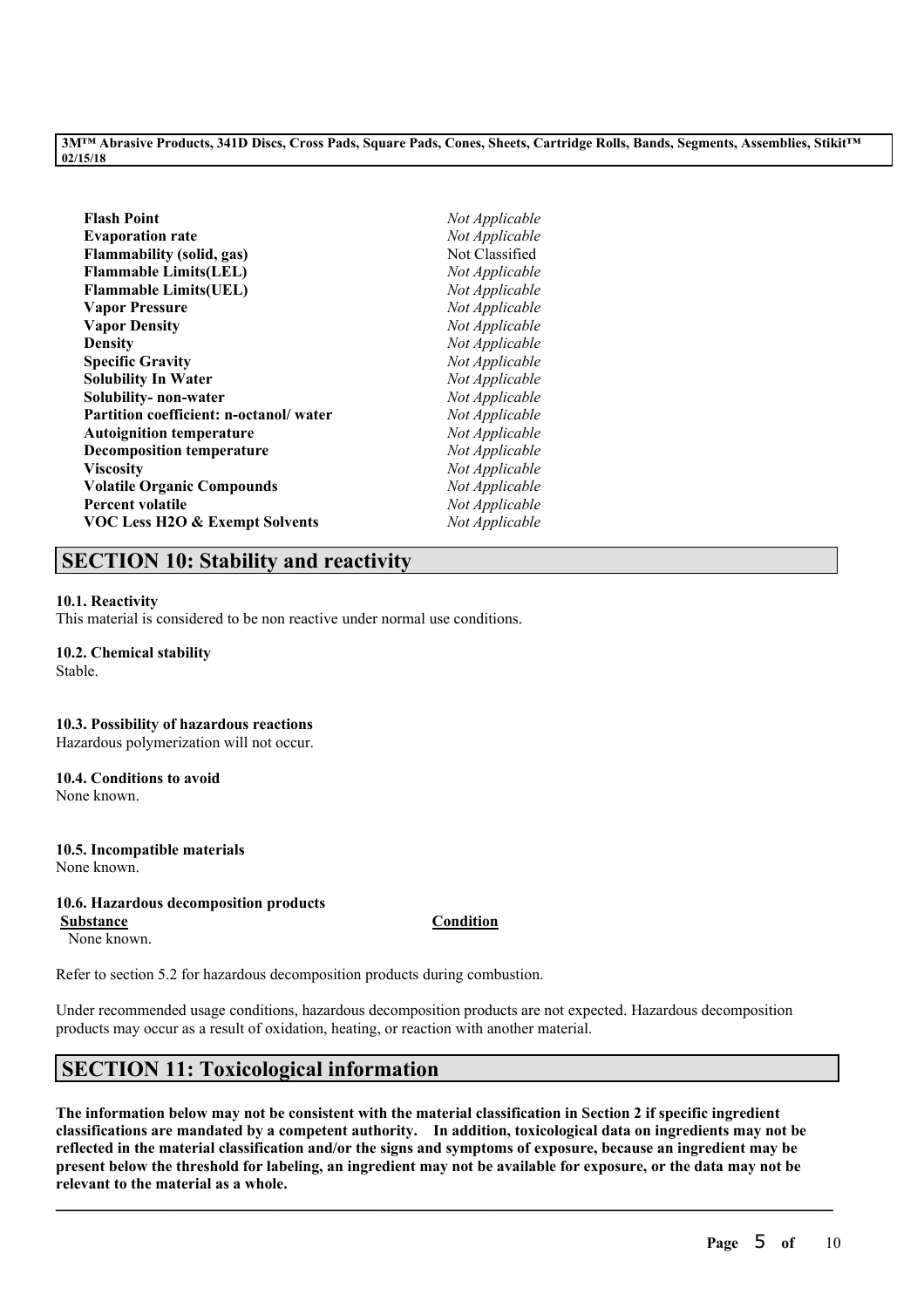| | |
|---|---|
| **Flash Point** | *Not Applicable* |
| **Evaporation rate** | *Not Applicable* |
| **Flammability (solid, gas)** | Not Classified |
| **Flammable Limits(LEL)** | *Not Applicable* |
| **Flammable Limits(UEL)** | *Not Applicable* |
| **Vapor Pressure** | *Not Applicable* |
| **Vapor Density** | *Not Applicable* |
| **Density** | *Not Applicable* |
| **Specific Gravity** | *Not Applicable* |
| **Solubility In Water** | *Not Applicable* |
| **Solubility- non-water** | *Not Applicable* |
| **Partition coefficient: n-octanol/ water** | *Not Applicable* |
| **Autoignition temperature** | *Not Applicable* |
| **Decomposition temperature** | *Not Applicable* |
| **Viscosity** | *Not Applicable* |
| **Volatile Organic Compounds** | *Not Applicable* |
| **Percent volatile** | *Not Applicable* |
| **VOC Less H2O & Exempt Solvents** | *Not Applicable* |

## SECTION 10: Stability and reactivity

**10.1. Reactivity**
This material is considered to be non reactive under normal use conditions.

**10.2. Chemical stability**
Stable.

**10.3. Possibility of hazardous reactions**
Hazardous polymerization will not occur.

**10.4. Conditions to avoid**
None known.

**10.5. Incompatible materials**
None known.

**10.6. Hazardous decomposition products**

| Substance | Condition |
|---|---|
| None known. | |

Refer to section 5.2 for hazardous decomposition products during combustion.

Under recommended usage conditions, hazardous decomposition products are not expected. Hazardous decomposition products may occur as a result of oxidation, heating, or reaction with another material.

## SECTION 11: Toxicological information

**The information below may not be consistent with the material classification in Section 2 if specific ingredient classifications are mandated by a competent authority. In addition, toxicological data on ingredients may not be reflected in the material classification and/or the signs and symptoms of exposure, because an ingredient may be present below the threshold for labeling, an ingredient may not be available for exposure, or the data may not be relevant to the material as a whole.**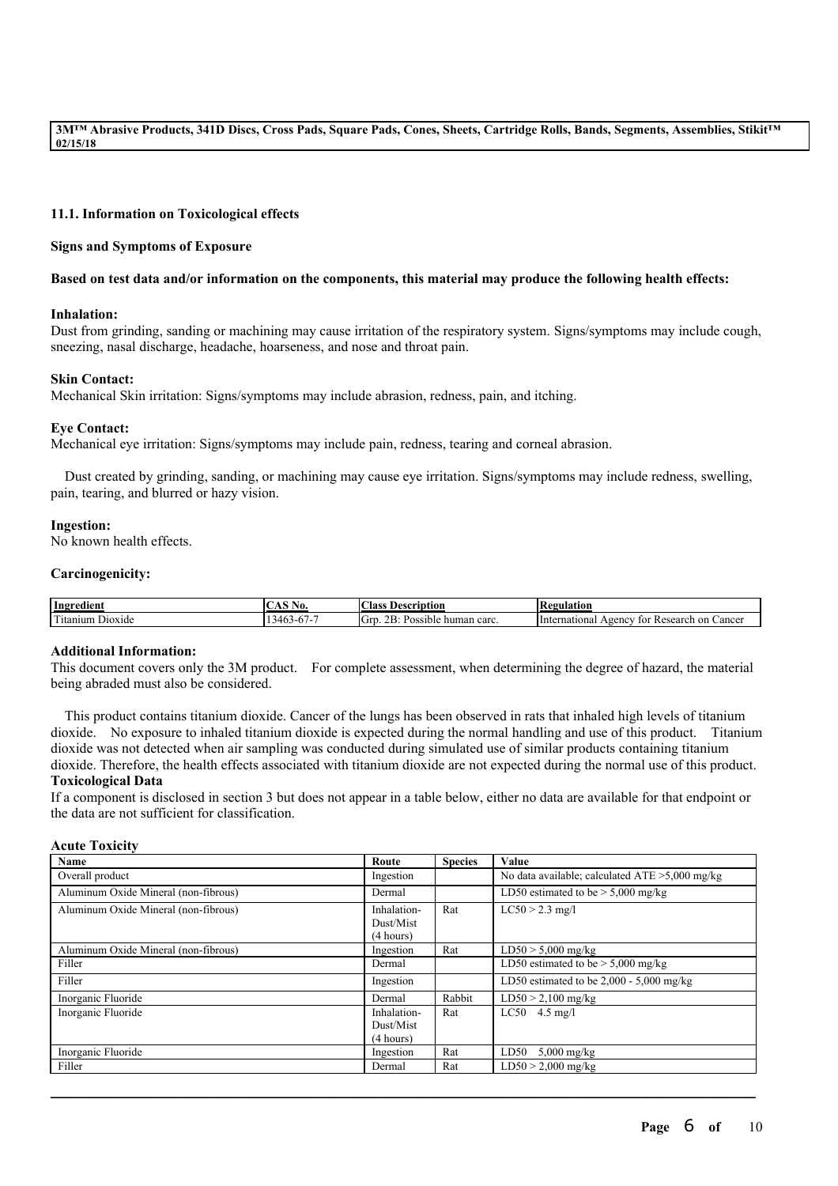### 11.1. Information on Toxicological effects

**Signs and Symptoms of Exposure**

**Based on test data and/or information on the components, this material may produce the following health effects:**

**Inhalation:**
Dust from grinding, sanding or machining may cause irritation of the respiratory system. Signs/symptoms may include cough, sneezing, nasal discharge, headache, hoarseness, and nose and throat pain.

**Skin Contact:**
Mechanical Skin irritation: Signs/symptoms may include abrasion, redness, pain, and itching.

**Eye Contact:**
Mechanical eye irritation: Signs/symptoms may include pain, redness, tearing and corneal abrasion.

Dust created by grinding, sanding, or machining may cause eye irritation. Signs/symptoms may include redness, swelling, pain, tearing, and blurred or hazy vision.

**Ingestion:**
No known health effects.

**Carcinogenicity:**

| Ingredient | CAS No. | Class Description | Regulation |
|---|---|---|---|
| Titanium Dioxide | 13463-67-7 | Grp. 2B: Possible human carc. | International Agency for Research on Cancer |

**Additional Information:**
This document covers only the 3M product. For complete assessment, when determining the degree of hazard, the material being abraded must also be considered.

This product contains titanium dioxide. Cancer of the lungs has been observed in rats that inhaled high levels of titanium dioxide. No exposure to inhaled titanium dioxide is expected during the normal handling and use of this product. Titanium dioxide was not detected when air sampling was conducted during simulated use of similar products containing titanium dioxide. Therefore, the health effects associated with titanium dioxide are not expected during the normal use of this product.

**Toxicological Data**
If a component is disclosed in section 3 but does not appear in a table below, either no data are available for that endpoint or the data are not sufficient for classification.

**Acute Toxicity**

| Name | Route | Species | Value |
|---|---|---|---|
| Overall product | Ingestion | | No data available; calculated ATE >5,000 mg/kg |
| Aluminum Oxide Mineral (non-fibrous) | Dermal | | LD50 estimated to be > 5,000 mg/kg |
| Aluminum Oxide Mineral (non-fibrous) | Inhalation-Dust/Mist (4 hours) | Rat | LC50 > 2.3 mg/l |
| Aluminum Oxide Mineral (non-fibrous) | Ingestion | Rat | LD50 > 5,000 mg/kg |
| Filler | Dermal | | LD50 estimated to be > 5,000 mg/kg |
| Filler | Ingestion | | LD50 estimated to be 2,000 - 5,000 mg/kg |
| Inorganic Fluoride | Dermal | Rabbit | LD50 > 2,100 mg/kg |
| Inorganic Fluoride | Inhalation-Dust/Mist (4 hours) | Rat | LC50 4.5 mg/l |
| Inorganic Fluoride | Ingestion | Rat | LD50 5,000 mg/kg |
| Filler | Dermal | Rat | LD50 > 2,000 mg/kg |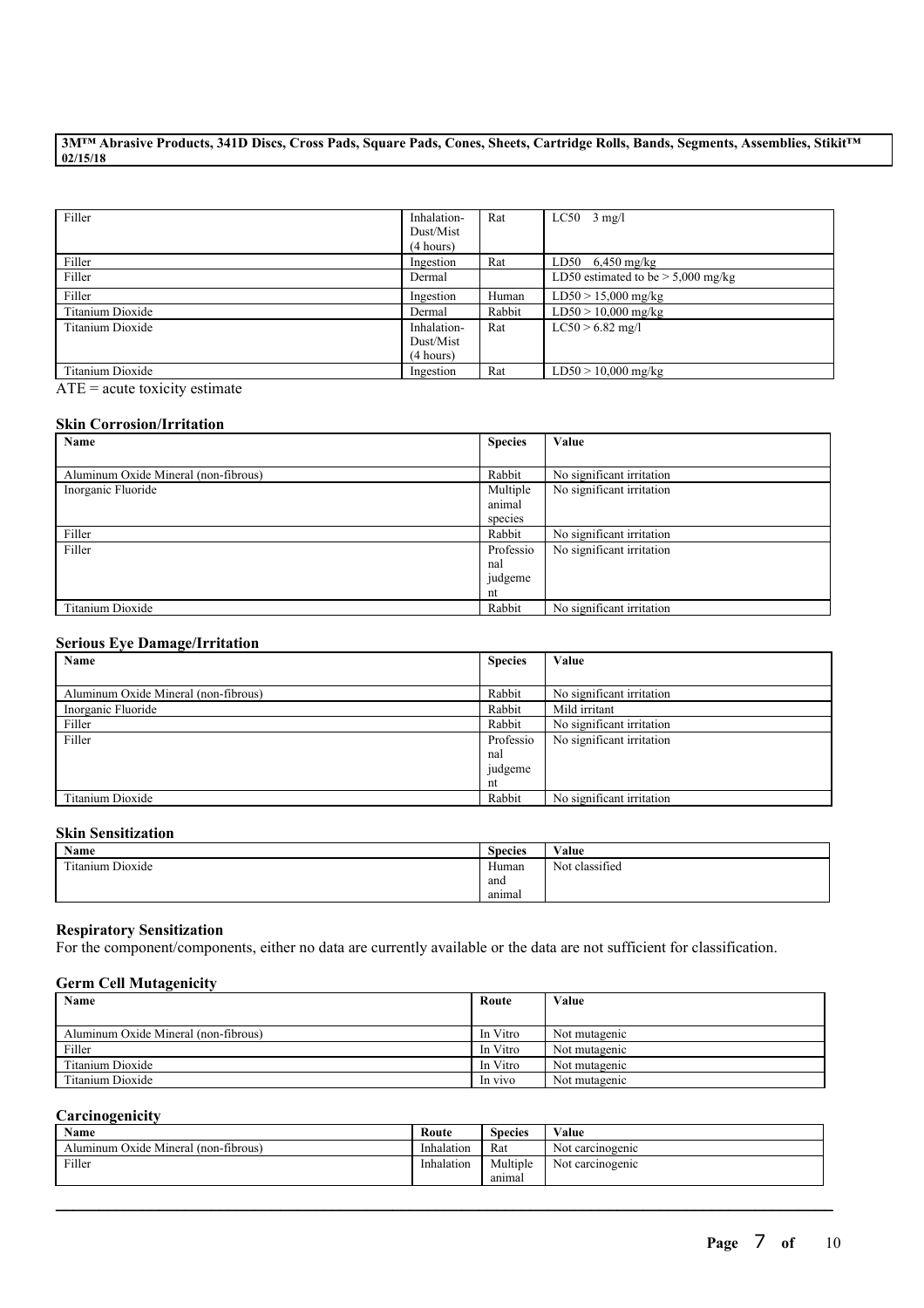| | | | |
|---|---|---|---|
| Filler | Inhalation-Dust/Mist (4 hours) | Rat | LC50 3 mg/l |
| Filler | Ingestion | Rat | LD50 6,450 mg/kg |
| Filler | Dermal | | LD50 estimated to be > 5,000 mg/kg |
| Filler | Ingestion | Human | LD50 > 15,000 mg/kg |
| Titanium Dioxide | Dermal | Rabbit | LD50 > 10,000 mg/kg |
| Titanium Dioxide | Inhalation-Dust/Mist (4 hours) | Rat | LC50 > 6.82 mg/l |
| Titanium Dioxide | Ingestion | Rat | LD50 > 10,000 mg/kg |

ATE = acute toxicity estimate

### Skin Corrosion/Irritation

| Name | Species | Value |
|---|---|---|
| Aluminum Oxide Mineral (non-fibrous) | Rabbit | No significant irritation |
| Inorganic Fluoride | Multiple animal species | No significant irritation |
| Filler | Rabbit | No significant irritation |
| Filler | Professional judgement | No significant irritation |
| Titanium Dioxide | Rabbit | No significant irritation |

### Serious Eye Damage/Irritation

| Name | Species | Value |
|---|---|---|
| Aluminum Oxide Mineral (non-fibrous) | Rabbit | No significant irritation |
| Inorganic Fluoride | Rabbit | Mild irritant |
| Filler | Rabbit | No significant irritation |
| Filler | Professional judgement | No significant irritation |
| Titanium Dioxide | Rabbit | No significant irritation |

### Skin Sensitization

| Name | Species | Value |
|---|---|---|
| Titanium Dioxide | Human and animal | Not classified |

### Respiratory Sensitization

For the component/components, either no data are currently available or the data are not sufficient for classification.

### Germ Cell Mutagenicity

| Name | Route | Value |
|---|---|---|
| Aluminum Oxide Mineral (non-fibrous) | In Vitro | Not mutagenic |
| Filler | In Vitro | Not mutagenic |
| Titanium Dioxide | In Vitro | Not mutagenic |
| Titanium Dioxide | In vivo | Not mutagenic |

### Carcinogenicity

| Name | Route | Species | Value |
|---|---|---|---|
| Aluminum Oxide Mineral (non-fibrous) | Inhalation | Rat | Not carcinogenic |
| Filler | Inhalation | Multiple animal | Not carcinogenic |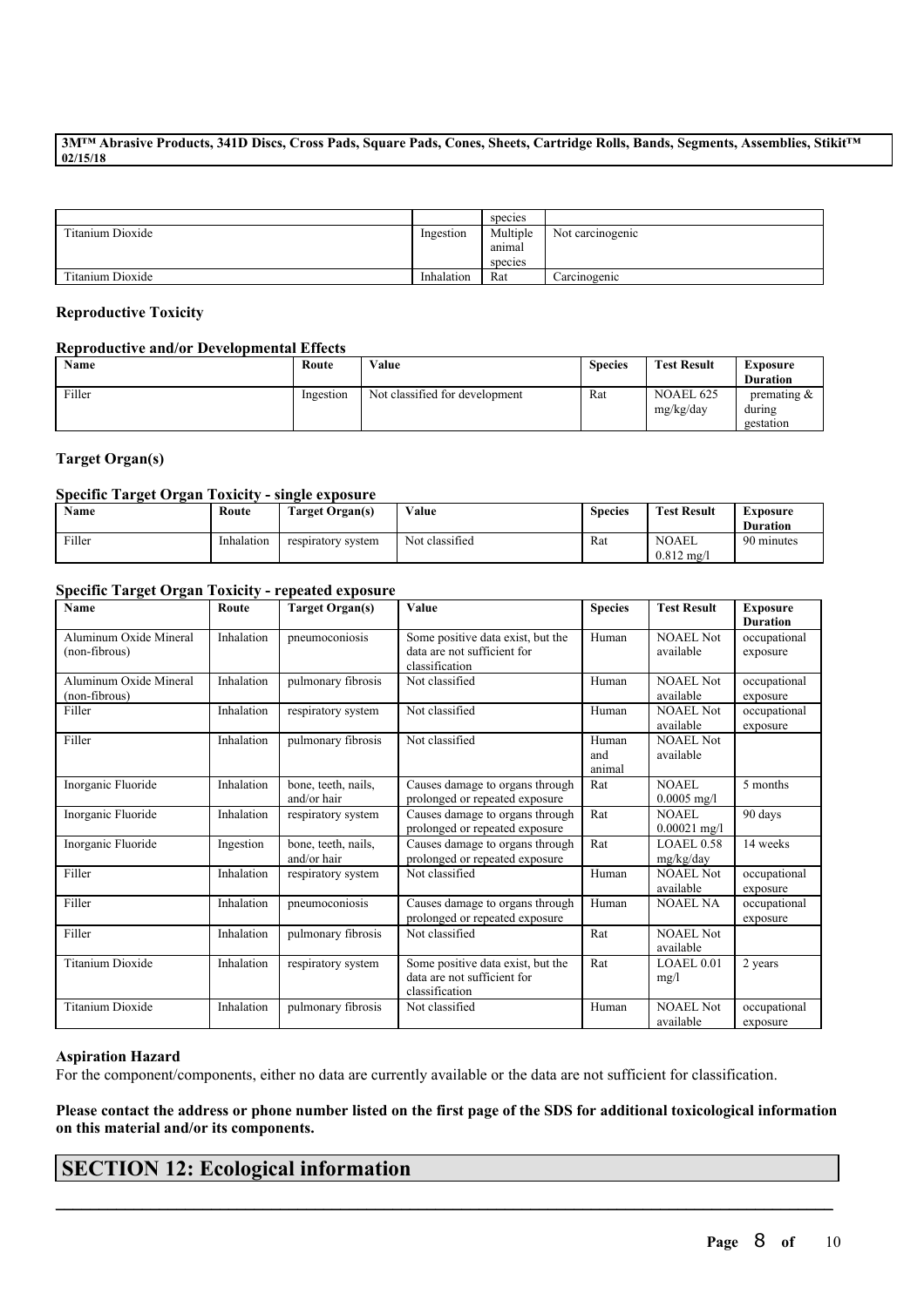|  |  | species |  |
|---|---|---|---|
| Titanium Dioxide | Ingestion | Multiple animal species | Not carcinogenic |
| Titanium Dioxide | Inhalation | Rat | Carcinogenic |

### Reproductive Toxicity

#### Reproductive and/or Developmental Effects

| Name | Route | Value | Species | Test Result | Exposure Duration |
|---|---|---|---|---|---|
| Filler | Ingestion | Not classified for development | Rat | NOAEL 625 mg/kg/day | premating & during gestation |

### Target Organ(s)

#### Specific Target Organ Toxicity - single exposure

| Name | Route | Target Organ(s) | Value | Species | Test Result | Exposure Duration |
|---|---|---|---|---|---|---|
| Filler | Inhalation | respiratory system | Not classified | Rat | NOAEL 0.812 mg/l | 90 minutes |

#### Specific Target Organ Toxicity - repeated exposure

| Name | Route | Target Organ(s) | Value | Species | Test Result | Exposure Duration |
|---|---|---|---|---|---|---|
| Aluminum Oxide Mineral (non-fibrous) | Inhalation | pneumoconiosis | Some positive data exist, but the data are not sufficient for classification | Human | NOAEL Not available | occupational exposure |
| Aluminum Oxide Mineral (non-fibrous) | Inhalation | pulmonary fibrosis | Not classified | Human | NOAEL Not available | occupational exposure |
| Filler | Inhalation | respiratory system | Not classified | Human | NOAEL Not available | occupational exposure |
| Filler | Inhalation | pulmonary fibrosis | Not classified | Human and animal | NOAEL Not available |  |
| Inorganic Fluoride | Inhalation | bone, teeth, nails, and/or hair | Causes damage to organs through prolonged or repeated exposure | Rat | NOAEL 0.0005 mg/l | 5 months |
| Inorganic Fluoride | Inhalation | respiratory system | Causes damage to organs through prolonged or repeated exposure | Rat | NOAEL 0.00021 mg/l | 90 days |
| Inorganic Fluoride | Ingestion | bone, teeth, nails, and/or hair | Causes damage to organs through prolonged or repeated exposure | Rat | LOAEL 0.58 mg/kg/day | 14 weeks |
| Filler | Inhalation | respiratory system | Not classified | Human | NOAEL Not available | occupational exposure |
| Filler | Inhalation | pneumoconiosis | Causes damage to organs through prolonged or repeated exposure | Human | NOAEL NA | occupational exposure |
| Filler | Inhalation | pulmonary fibrosis | Not classified | Rat | NOAEL Not available |  |
| Titanium Dioxide | Inhalation | respiratory system | Some positive data exist, but the data are not sufficient for classification | Rat | LOAEL 0.01 mg/l | 2 years |
| Titanium Dioxide | Inhalation | pulmonary fibrosis | Not classified | Human | NOAEL Not available | occupational exposure |

### Aspiration Hazard

For the component/components, either no data are currently available or the data are not sufficient for classification.

**Please contact the address or phone number listed on the first page of the SDS for additional toxicological information on this material and/or its components.**

## SECTION 12: Ecological information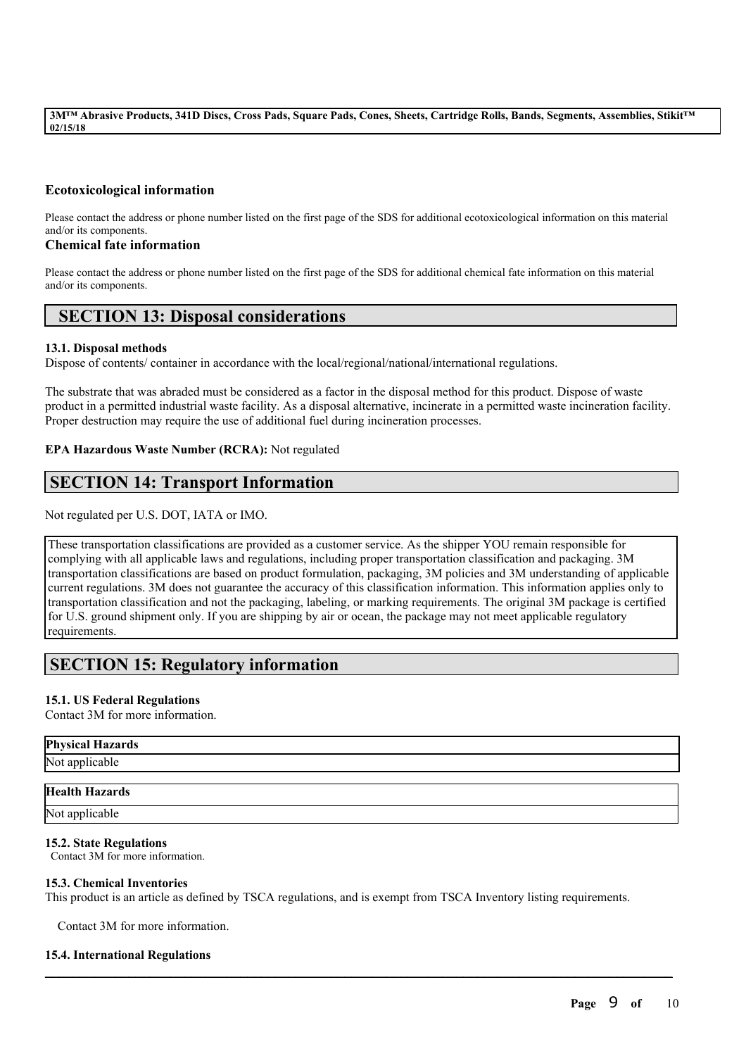### Ecotoxicological information

Please contact the address or phone number listed on the first page of the SDS for additional ecotoxicological information on this material and/or its components.

### Chemical fate information

Please contact the address or phone number listed on the first page of the SDS for additional chemical fate information on this material and/or its components.

## SECTION 13: Disposal considerations

**13.1. Disposal methods**

Dispose of contents/ container in accordance with the local/regional/national/international regulations.

The substrate that was abraded must be considered as a factor in the disposal method for this product. Dispose of waste product in a permitted industrial waste facility. As a disposal alternative, incinerate in a permitted waste incineration facility. Proper destruction may require the use of additional fuel during incineration processes.

**EPA Hazardous Waste Number (RCRA):** Not regulated

## SECTION 14: Transport Information

Not regulated per U.S. DOT, IATA or IMO.

These transportation classifications are provided as a customer service. As the shipper YOU remain responsible for complying with all applicable laws and regulations, including proper transportation classification and packaging. 3M transportation classifications are based on product formulation, packaging, 3M policies and 3M understanding of applicable current regulations. 3M does not guarantee the accuracy of this classification information. This information applies only to transportation classification and not the packaging, labeling, or marking requirements. The original 3M package is certified for U.S. ground shipment only. If you are shipping by air or ocean, the package may not meet applicable regulatory requirements.

## SECTION 15: Regulatory information

**15.1. US Federal Regulations**

Contact 3M for more information.

| Physical Hazards |
| --- |
| Not applicable |

| Health Hazards |
| --- |
| Not applicable |

**15.2. State Regulations**

Contact 3M for more information.

**15.3. Chemical Inventories**

This product is an article as defined by TSCA regulations, and is exempt from TSCA Inventory listing requirements.

Contact 3M for more information.

**15.4. International Regulations**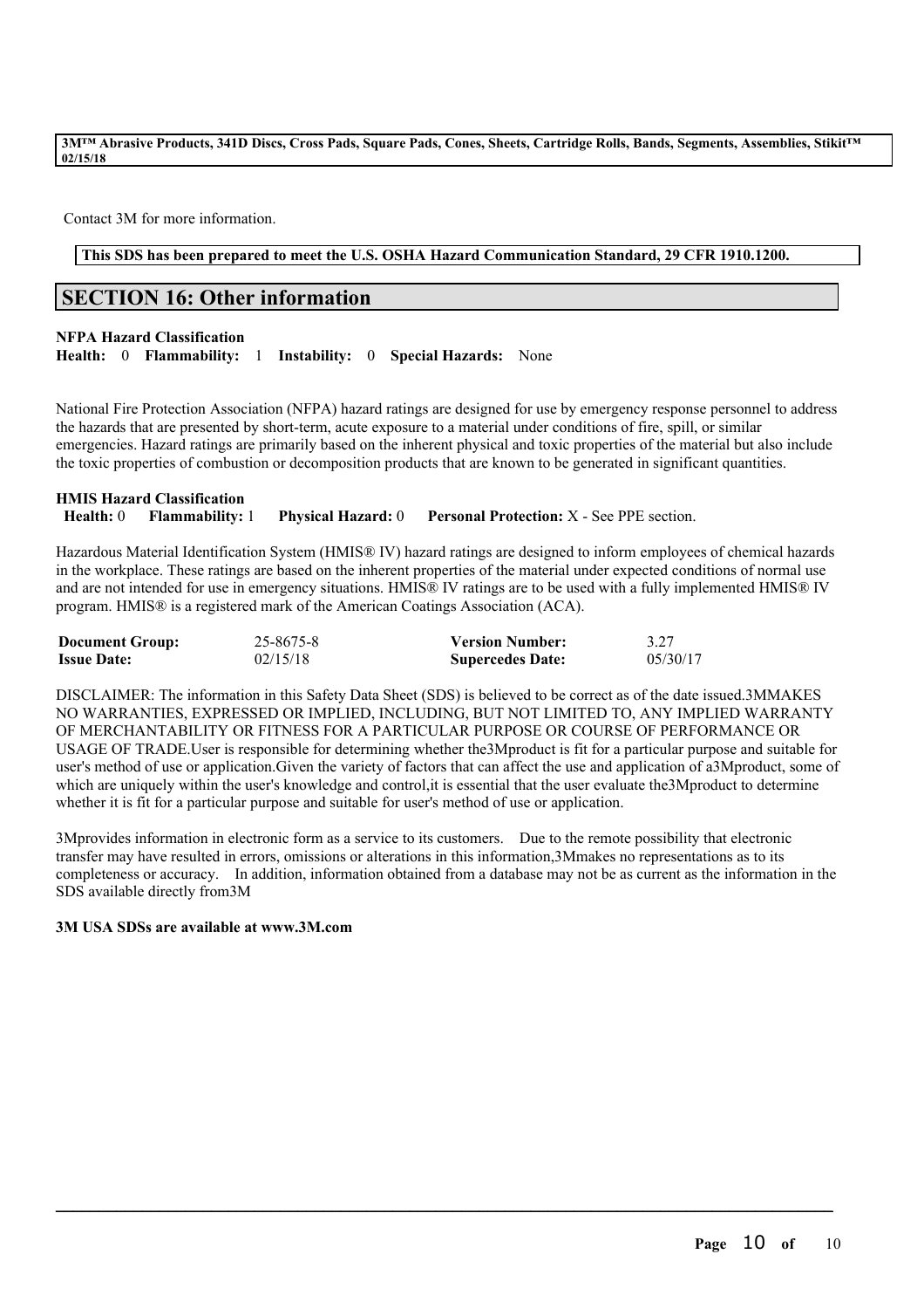Contact 3M for more information.

**This SDS has been prepared to meet the U.S. OSHA Hazard Communication Standard, 29 CFR 1910.1200.**

## SECTION 16: Other information

**NFPA Hazard Classification**

**Health:** 0 **Flammability:** 1 **Instability:** 0 **Special Hazards:** None

National Fire Protection Association (NFPA) hazard ratings are designed for use by emergency response personnel to address the hazards that are presented by short-term, acute exposure to a material under conditions of fire, spill, or similar emergencies. Hazard ratings are primarily based on the inherent physical and toxic properties of the material but also include the toxic properties of combustion or decomposition products that are known to be generated in significant quantities.

**HMIS Hazard Classification**

**Health:** 0 **Flammability:** 1 **Physical Hazard:** 0 **Personal Protection:** X - See PPE section.

Hazardous Material Identification System (HMIS® IV) hazard ratings are designed to inform employees of chemical hazards in the workplace. These ratings are based on the inherent properties of the material under expected conditions of normal use and are not intended for use in emergency situations. HMIS® IV ratings are to be used with a fully implemented HMIS® IV program. HMIS® is a registered mark of the American Coatings Association (ACA).

| | | | |
|---|---|---|---|
| **Document Group:** | 25-8675-8 | **Version Number:** | 3.27 |
| **Issue Date:** | 02/15/18 | **Supercedes Date:** | 05/30/17 |

DISCLAIMER: The information in this Safety Data Sheet (SDS) is believed to be correct as of the date issued.3MMAKES NO WARRANTIES, EXPRESSED OR IMPLIED, INCLUDING, BUT NOT LIMITED TO, ANY IMPLIED WARRANTY OF MERCHANTABILITY OR FITNESS FOR A PARTICULAR PURPOSE OR COURSE OF PERFORMANCE OR USAGE OF TRADE.User is responsible for determining whether the3Mproduct is fit for a particular purpose and suitable for user's method of use or application.Given the variety of factors that can affect the use and application of a3Mproduct, some of which are uniquely within the user's knowledge and control,it is essential that the user evaluate the3Mproduct to determine whether it is fit for a particular purpose and suitable for user's method of use or application.

3Mprovides information in electronic form as a service to its customers. Due to the remote possibility that electronic transfer may have resulted in errors, omissions or alterations in this information,3Mmakes no representations as to its completeness or accuracy. In addition, information obtained from a database may not be as current as the information in the SDS available directly from3M

**3M USA SDSs are available at www.3M.com**